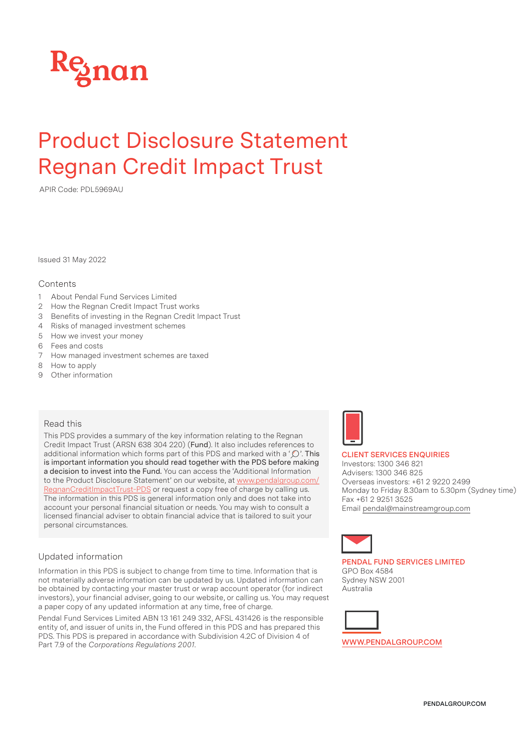Regnan

# Product Disclosure Statement Regnan Credit Impact Trust

APIR Code: PDL5969AU

Issued 31 May 2022

## Contents

1 About Pendal Fund Services Limited
2 How the Regnan Credit Impact Trust works
3 Benefits of investing in the Regnan Credit Impact Trust
4 Risks of managed investment schemes
5 How we invest your money
6 Fees and costs
7 How managed investment schemes are taxed
8 How to apply
9 Other information

## Read this

This PDS provides a summary of the key information relating to the Regnan Credit Impact Trust (ARSN 638 304 220) (**Fund**). It also includes references to additional information which forms part of this PDS and marked with a '🔍'. **This is important information you should read together with the PDS before making a decision to invest into the Fund.** You can access the 'Additional Information to the Product Disclosure Statement' on our website, at www.pendalgroup.com/RegnanCreditImpactTrust-PDS or request a copy free of charge by calling us. The information in this PDS is general information only and does not take into account your personal financial situation or needs. You may wish to consult a licensed financial adviser to obtain financial advice that is tailored to suit your personal circumstances.

## Updated information

Information in this PDS is subject to change from time to time. Information that is not materially adverse information can be updated by us. Updated information can be obtained by contacting your master trust or wrap account operator (for indirect investors), your financial adviser, going to our website, or calling us. You may request a paper copy of any updated information at any time, free of charge.

Pendal Fund Services Limited ABN 13 161 249 332, AFSL 431426 is the responsible entity of, and issuer of units in, the Fund offered in this PDS and has prepared this PDS. This PDS is prepared in accordance with Subdivision 4.2C of Division 4 of Part 7.9 of the *Corporations Regulations 2001*.

**CLIENT SERVICES ENQUIRIES**
Investors: 1300 346 821
Advisers: 1300 346 825
Overseas investors: +61 2 9220 2499
Monday to Friday 8.30am to 5.30pm (Sydney time)
Fax +61 2 9251 3525
Email pendal@mainstreamgroup.com

**PENDAL FUND SERVICES LIMITED**
GPO Box 4584
Sydney NSW 2001
Australia

WWW.PENDALGROUP.COM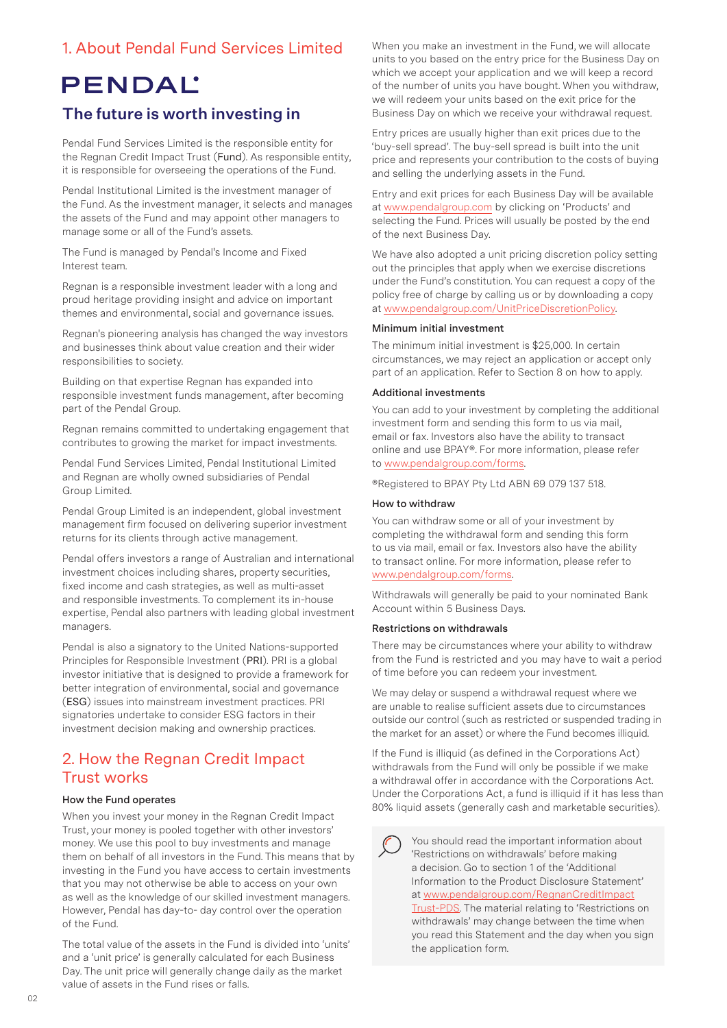## 1. About Pendal Fund Services Limited

PENDAL

## The future is worth investing in

Pendal Fund Services Limited is the responsible entity for the Regnan Credit Impact Trust (**Fund**). As responsible entity, it is responsible for overseeing the operations of the Fund.

Pendal Institutional Limited is the investment manager of the Fund. As the investment manager, it selects and manages the assets of the Fund and may appoint other managers to manage some or all of the Fund's assets.

The Fund is managed by Pendal's Income and Fixed Interest team.

Regnan is a responsible investment leader with a long and proud heritage providing insight and advice on important themes and environmental, social and governance issues.

Regnan's pioneering analysis has changed the way investors and businesses think about value creation and their wider responsibilities to society.

Building on that expertise Regnan has expanded into responsible investment funds management, after becoming part of the Pendal Group.

Regnan remains committed to undertaking engagement that contributes to growing the market for impact investments.

Pendal Fund Services Limited, Pendal Institutional Limited and Regnan are wholly owned subsidiaries of Pendal Group Limited.

Pendal Group Limited is an independent, global investment management firm focused on delivering superior investment returns for its clients through active management.

Pendal offers investors a range of Australian and international investment choices including shares, property securities, fixed income and cash strategies, as well as multi-asset and responsible investments. To complement its in-house expertise, Pendal also partners with leading global investment managers.

Pendal is also a signatory to the United Nations-supported Principles for Responsible Investment (**PRI**). PRI is a global investor initiative that is designed to provide a framework for better integration of environmental, social and governance (**ESG**) issues into mainstream investment practices. PRI signatories undertake to consider ESG factors in their investment decision making and ownership practices.

## 2. How the Regnan Credit Impact Trust works

### How the Fund operates

When you invest your money in the Regnan Credit Impact Trust, your money is pooled together with other investors' money. We use this pool to buy investments and manage them on behalf of all investors in the Fund. This means that by investing in the Fund you have access to certain investments that you may not otherwise be able to access on your own as well as the knowledge of our skilled investment managers. However, Pendal has day-to- day control over the operation of the Fund.

The total value of the assets in the Fund is divided into 'units' and a 'unit price' is generally calculated for each Business Day. The unit price will generally change daily as the market value of assets in the Fund rises or falls.

When you make an investment in the Fund, we will allocate units to you based on the entry price for the Business Day on which we accept your application and we will keep a record of the number of units you have bought. When you withdraw, we will redeem your units based on the exit price for the Business Day on which we receive your withdrawal request.

Entry prices are usually higher than exit prices due to the 'buy-sell spread'. The buy-sell spread is built into the unit price and represents your contribution to the costs of buying and selling the underlying assets in the Fund.

Entry and exit prices for each Business Day will be available at www.pendalgroup.com by clicking on 'Products' and selecting the Fund. Prices will usually be posted by the end of the next Business Day.

We have also adopted a unit pricing discretion policy setting out the principles that apply when we exercise discretions under the Fund's constitution. You can request a copy of the policy free of charge by calling us or by downloading a copy at www.pendalgroup.com/UnitPriceDiscretionPolicy.

### Minimum initial investment

The minimum initial investment is $25,000. In certain circumstances, we may reject an application or accept only part of an application. Refer to Section 8 on how to apply.

### Additional investments

You can add to your investment by completing the additional investment form and sending this form to us via mail, email or fax. Investors also have the ability to transact online and use BPAY®. For more information, please refer to www.pendalgroup.com/forms.

®Registered to BPAY Pty Ltd ABN 69 079 137 518.

### How to withdraw

You can withdraw some or all of your investment by completing the withdrawal form and sending this form to us via mail, email or fax. Investors also have the ability to transact online. For more information, please refer to www.pendalgroup.com/forms.

Withdrawals will generally be paid to your nominated Bank Account within 5 Business Days.

### Restrictions on withdrawals

There may be circumstances where your ability to withdraw from the Fund is restricted and you may have to wait a period of time before you can redeem your investment.

We may delay or suspend a withdrawal request where we are unable to realise sufficient assets due to circumstances outside our control (such as restricted or suspended trading in the market for an asset) or where the Fund becomes illiquid.

If the Fund is illiquid (as defined in the Corporations Act) withdrawals from the Fund will only be possible if we make a withdrawal offer in accordance with the Corporations Act. Under the Corporations Act, a fund is illiquid if it has less than 80% liquid assets (generally cash and marketable securities).

> You should read the important information about 'Restrictions on withdrawals' before making a decision. Go to section 1 of the 'Additional Information to the Product Disclosure Statement' at www.pendalgroup.com/RegnanCreditImpactTrust-PDS. The material relating to 'Restrictions on withdrawals' may change between the time when you read this Statement and the day when you sign the application form.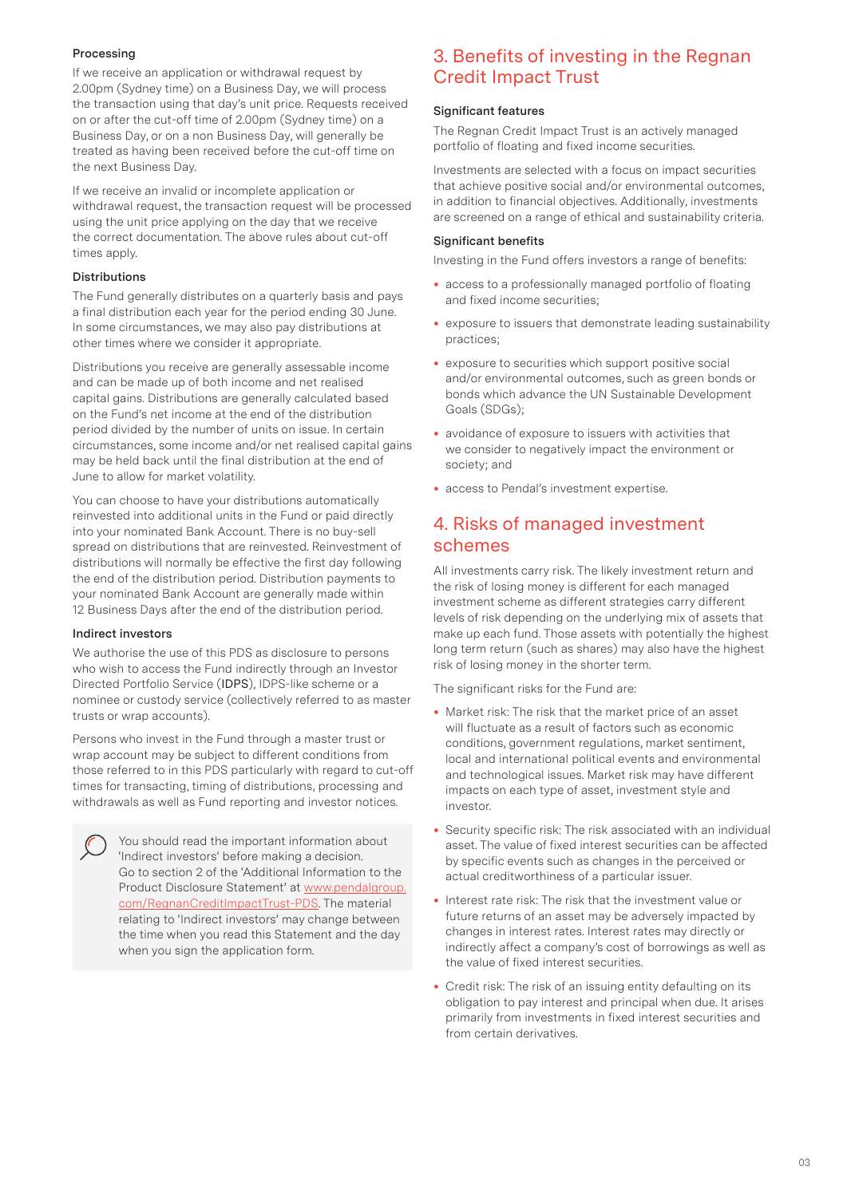#### Processing

If we receive an application or withdrawal request by 2.00pm (Sydney time) on a Business Day, we will process the transaction using that day's unit price. Requests received on or after the cut-off time of 2.00pm (Sydney time) on a Business Day, or on a non Business Day, will generally be treated as having been received before the cut-off time on the next Business Day.

If we receive an invalid or incomplete application or withdrawal request, the transaction request will be processed using the unit price applying on the day that we receive the correct documentation. The above rules about cut-off times apply.

#### Distributions

The Fund generally distributes on a quarterly basis and pays a final distribution each year for the period ending 30 June. In some circumstances, we may also pay distributions at other times where we consider it appropriate.

Distributions you receive are generally assessable income and can be made up of both income and net realised capital gains. Distributions are generally calculated based on the Fund's net income at the end of the distribution period divided by the number of units on issue. In certain circumstances, some income and/or net realised capital gains may be held back until the final distribution at the end of June to allow for market volatility.

You can choose to have your distributions automatically reinvested into additional units in the Fund or paid directly into your nominated Bank Account. There is no buy-sell spread on distributions that are reinvested. Reinvestment of distributions will normally be effective the first day following the end of the distribution period. Distribution payments to your nominated Bank Account are generally made within 12 Business Days after the end of the distribution period.

#### Indirect investors

We authorise the use of this PDS as disclosure to persons who wish to access the Fund indirectly through an Investor Directed Portfolio Service (IDPS), IDPS-like scheme or a nominee or custody service (collectively referred to as master trusts or wrap accounts).

Persons who invest in the Fund through a master trust or wrap account may be subject to different conditions from those referred to in this PDS particularly with regard to cut-off times for transacting, timing of distributions, processing and withdrawals as well as Fund reporting and investor notices.

> You should read the important information about 'Indirect investors' before making a decision. Go to section 2 of the 'Additional Information to the Product Disclosure Statement' at www.pendalgroup.com/RegnanCreditImpactTrust-PDS. The material relating to 'Indirect investors' may change between the time when you read this Statement and the day when you sign the application form.

## 3. Benefits of investing in the Regnan Credit Impact Trust

#### Significant features

The Regnan Credit Impact Trust is an actively managed portfolio of floating and fixed income securities.

Investments are selected with a focus on impact securities that achieve positive social and/or environmental outcomes, in addition to financial objectives. Additionally, investments are screened on a range of ethical and sustainability criteria.

#### Significant benefits

Investing in the Fund offers investors a range of benefits:

- access to a professionally managed portfolio of floating and fixed income securities;
- exposure to issuers that demonstrate leading sustainability practices;
- exposure to securities which support positive social and/or environmental outcomes, such as green bonds or bonds which advance the UN Sustainable Development Goals (SDGs);
- avoidance of exposure to issuers with activities that we consider to negatively impact the environment or society; and
- access to Pendal's investment expertise.

## 4. Risks of managed investment schemes

All investments carry risk. The likely investment return and the risk of losing money is different for each managed investment scheme as different strategies carry different levels of risk depending on the underlying mix of assets that make up each fund. Those assets with potentially the highest long term return (such as shares) may also have the highest risk of losing money in the shorter term.

The significant risks for the Fund are:

- Market risk: The risk that the market price of an asset will fluctuate as a result of factors such as economic conditions, government regulations, market sentiment, local and international political events and environmental and technological issues. Market risk may have different impacts on each type of asset, investment style and investor.
- Security specific risk: The risk associated with an individual asset. The value of fixed interest securities can be affected by specific events such as changes in the perceived or actual creditworthiness of a particular issuer.
- Interest rate risk: The risk that the investment value or future returns of an asset may be adversely impacted by changes in interest rates. Interest rates may directly or indirectly affect a company's cost of borrowings as well as the value of fixed interest securities.
- Credit risk: The risk of an issuing entity defaulting on its obligation to pay interest and principal when due. It arises primarily from investments in fixed interest securities and from certain derivatives.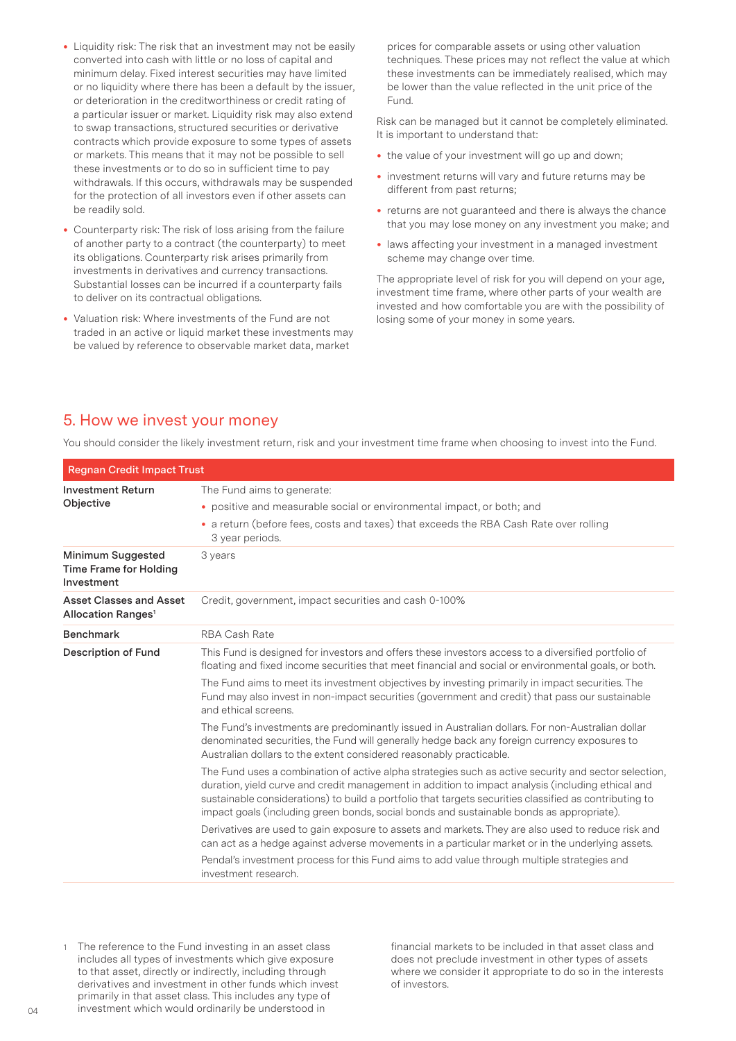- Liquidity risk: The risk that an investment may not be easily converted into cash with little or no loss of capital and minimum delay. Fixed interest securities may have limited or no liquidity where there has been a default by the issuer, or deterioration in the creditworthiness or credit rating of a particular issuer or market. Liquidity risk may also extend to swap transactions, structured securities or derivative contracts which provide exposure to some types of assets or markets. This means that it may not be possible to sell these investments or to do so in sufficient time to pay withdrawals. If this occurs, withdrawals may be suspended for the protection of all investors even if other assets can be readily sold.
- Counterparty risk: The risk of loss arising from the failure of another party to a contract (the counterparty) to meet its obligations. Counterparty risk arises primarily from investments in derivatives and currency transactions. Substantial losses can be incurred if a counterparty fails to deliver on its contractual obligations.
- Valuation risk: Where investments of the Fund are not traded in an active or liquid market these investments may be valued by reference to observable market data, market prices for comparable assets or using other valuation techniques. These prices may not reflect the value at which these investments can be immediately realised, which may be lower than the value reflected in the unit price of the Fund.

Risk can be managed but it cannot be completely eliminated. It is important to understand that:

- the value of your investment will go up and down;
- investment returns will vary and future returns may be different from past returns;
- returns are not guaranteed and there is always the chance that you may lose money on any investment you make; and
- laws affecting your investment in a managed investment scheme may change over time.

The appropriate level of risk for you will depend on your age, investment time frame, where other parts of your wealth are invested and how comfortable you are with the possibility of losing some of your money in some years.

## 5. How we invest your money

You should consider the likely investment return, risk and your investment time frame when choosing to invest into the Fund.

| Regnan Credit Impact Trust | |
|---|---|
| **Investment Return Objective** | The Fund aims to generate:<br>• positive and measurable social or environmental impact, or both; and<br>• a return (before fees, costs and taxes) that exceeds the RBA Cash Rate over rolling 3 year periods. |
| **Minimum Suggested Time Frame for Holding Investment** | 3 years |
| **Asset Classes and Asset Allocation Ranges[1]** | Credit, government, impact securities and cash 0-100% |
| **Benchmark** | RBA Cash Rate |
| **Description of Fund** | This Fund is designed for investors and offers these investors access to a diversified portfolio of floating and fixed income securities that meet financial and social or environmental goals, or both.<br><br>The Fund aims to meet its investment objectives by investing primarily in impact securities. The Fund may also invest in non-impact securities (government and credit) that pass our sustainable and ethical screens.<br><br>The Fund's investments are predominantly issued in Australian dollars. For non-Australian dollar denominated securities, the Fund will generally hedge back any foreign currency exposures to Australian dollars to the extent considered reasonably practicable.<br><br>The Fund uses a combination of active alpha strategies such as active security and sector selection, duration, yield curve and credit management in addition to impact analysis (including ethical and sustainable considerations) to build a portfolio that targets securities classified as contributing to impact goals (including green bonds, social bonds and sustainable bonds as appropriate).<br><br>Derivatives are used to gain exposure to assets and markets. They are also used to reduce risk and can act as a hedge against adverse movements in a particular market or in the underlying assets.<br><br>Pendal's investment process for this Fund aims to add value through multiple strategies and investment research. |

1 The reference to the Fund investing in an asset class includes all types of investments which give exposure to that asset, directly or indirectly, including through derivatives and investment in other funds which invest primarily in that asset class. This includes any type of investment which would ordinarily be understood in financial markets to be included in that asset class and does not preclude investment in other types of assets where we consider it appropriate to do so in the interests of investors.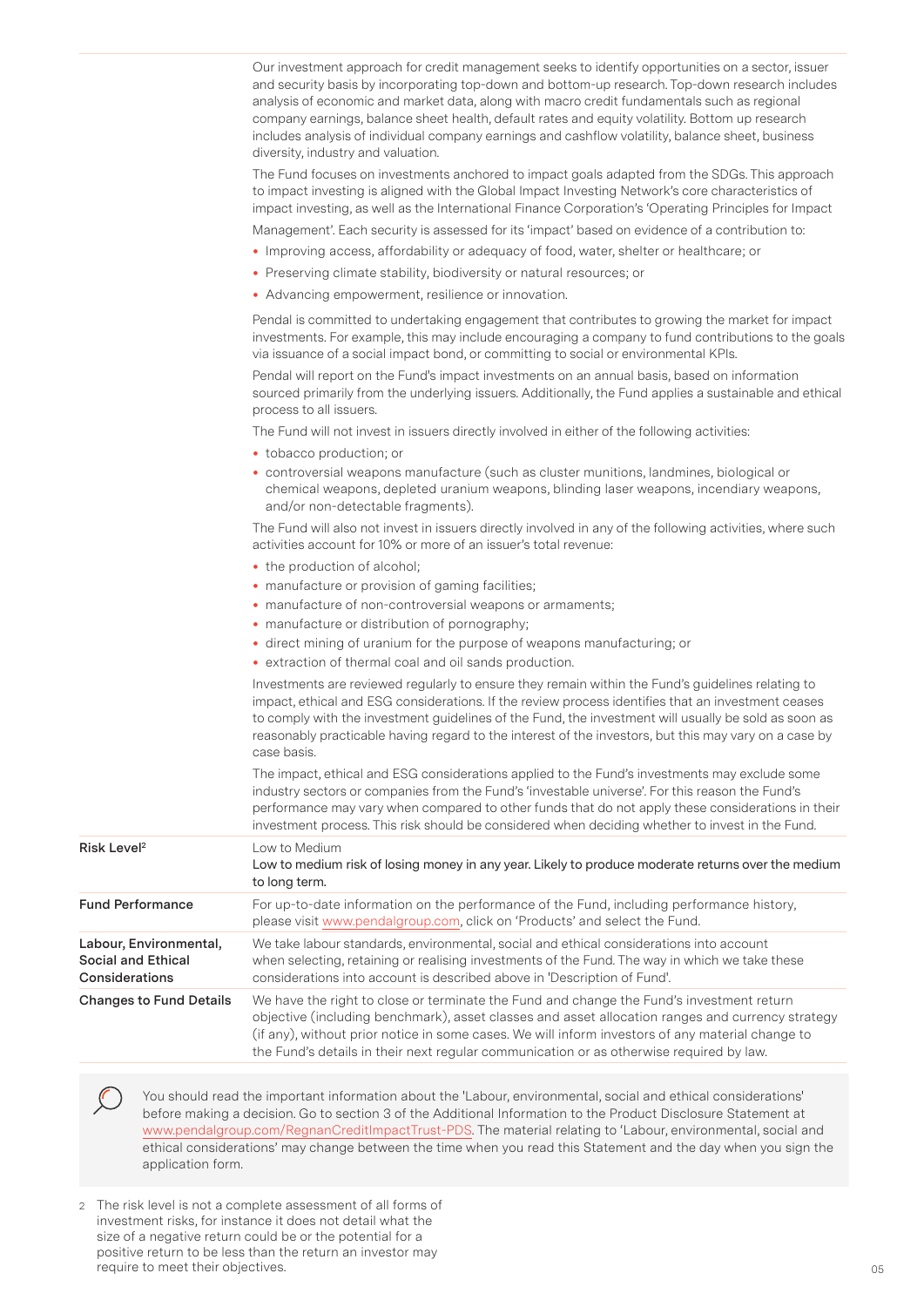| | |
|---|---|
| | Our investment approach for credit management seeks to identify opportunities on a sector, issuer and security basis by incorporating top-down and bottom-up research. Top-down research includes analysis of economic and market data, along with macro credit fundamentals such as regional company earnings, balance sheet health, default rates and equity volatility. Bottom up research includes analysis of individual company earnings and cashflow volatility, balance sheet, business diversity, industry and valuation.<br><br>The Fund focuses on investments anchored to impact goals adapted from the SDGs. This approach to impact investing is aligned with the Global Impact Investing Network's core characteristics of impact investing, as well as the International Finance Corporation's 'Operating Principles for Impact Management'. Each security is assessed for its 'impact' based on evidence of a contribution to:<br>• Improving access, affordability or adequacy of food, water, shelter or healthcare; or<br>• Preserving climate stability, biodiversity or natural resources; or<br>• Advancing empowerment, resilience or innovation.<br><br>Pendal is committed to undertaking engagement that contributes to growing the market for impact investments. For example, this may include encouraging a company to fund contributions to the goals via issuance of a social impact bond, or committing to social or environmental KPIs.<br><br>Pendal will report on the Fund's impact investments on an annual basis, based on information sourced primarily from the underlying issuers. Additionally, the Fund applies a sustainable and ethical process to all issuers.<br><br>The Fund will not invest in issuers directly involved in either of the following activities:<br>• tobacco production; or<br>• controversial weapons manufacture (such as cluster munitions, landmines, biological or chemical weapons, depleted uranium weapons, blinding laser weapons, incendiary weapons, and/or non-detectable fragments).<br><br>The Fund will also not invest in issuers directly involved in any of the following activities, where such activities account for 10% or more of an issuer's total revenue:<br>• the production of alcohol;<br>• manufacture or provision of gaming facilities;<br>• manufacture of non-controversial weapons or armaments;<br>• manufacture or distribution of pornography;<br>• direct mining of uranium for the purpose of weapons manufacturing; or<br>• extraction of thermal coal and oil sands production.<br><br>Investments are reviewed regularly to ensure they remain within the Fund's guidelines relating to impact, ethical and ESG considerations. If the review process identifies that an investment ceases to comply with the investment guidelines of the Fund, the investment will usually be sold as soon as reasonably practicable having regard to the interest of the investors, but this may vary on a case by case basis.<br><br>The impact, ethical and ESG considerations applied to the Fund's investments may exclude some industry sectors or companies from the Fund's 'investable universe'. For this reason the Fund's performance may vary when compared to other funds that do not apply these considerations in their investment process. This risk should be considered when deciding whether to invest in the Fund. |
| **Risk Level**[2] | Low to Medium<br>Low to medium risk of losing money in any year. Likely to produce moderate returns over the medium to long term. |
| **Fund Performance** | For up-to-date information on the performance of the Fund, including performance history, please visit www.pendalgroup.com, click on 'Products' and select the Fund. |
| **Labour, Environmental, Social and Ethical Considerations** | We take labour standards, environmental, social and ethical considerations into account when selecting, retaining or realising investments of the Fund. The way in which we take these considerations into account is described above in 'Description of Fund'. |
| **Changes to Fund Details** | We have the right to close or terminate the Fund and change the Fund's investment return objective (including benchmark), asset classes and asset allocation ranges and currency strategy (if any), without prior notice in some cases. We will inform investors of any material change to the Fund's details in their next regular communication or as otherwise required by law. |

You should read the important information about the 'Labour, environmental, social and ethical considerations' before making a decision. Go to section 3 of the Additional Information to the Product Disclosure Statement at www.pendalgroup.com/RegnanCreditImpactTrust-PDS. The material relating to 'Labour, environmental, social and ethical considerations' may change between the time when you read this Statement and the day when you sign the application form.

2 The risk level is not a complete assessment of all forms of investment risks, for instance it does not detail what the size of a negative return could be or the potential for a positive return to be less than the return an investor may require to meet their objectives.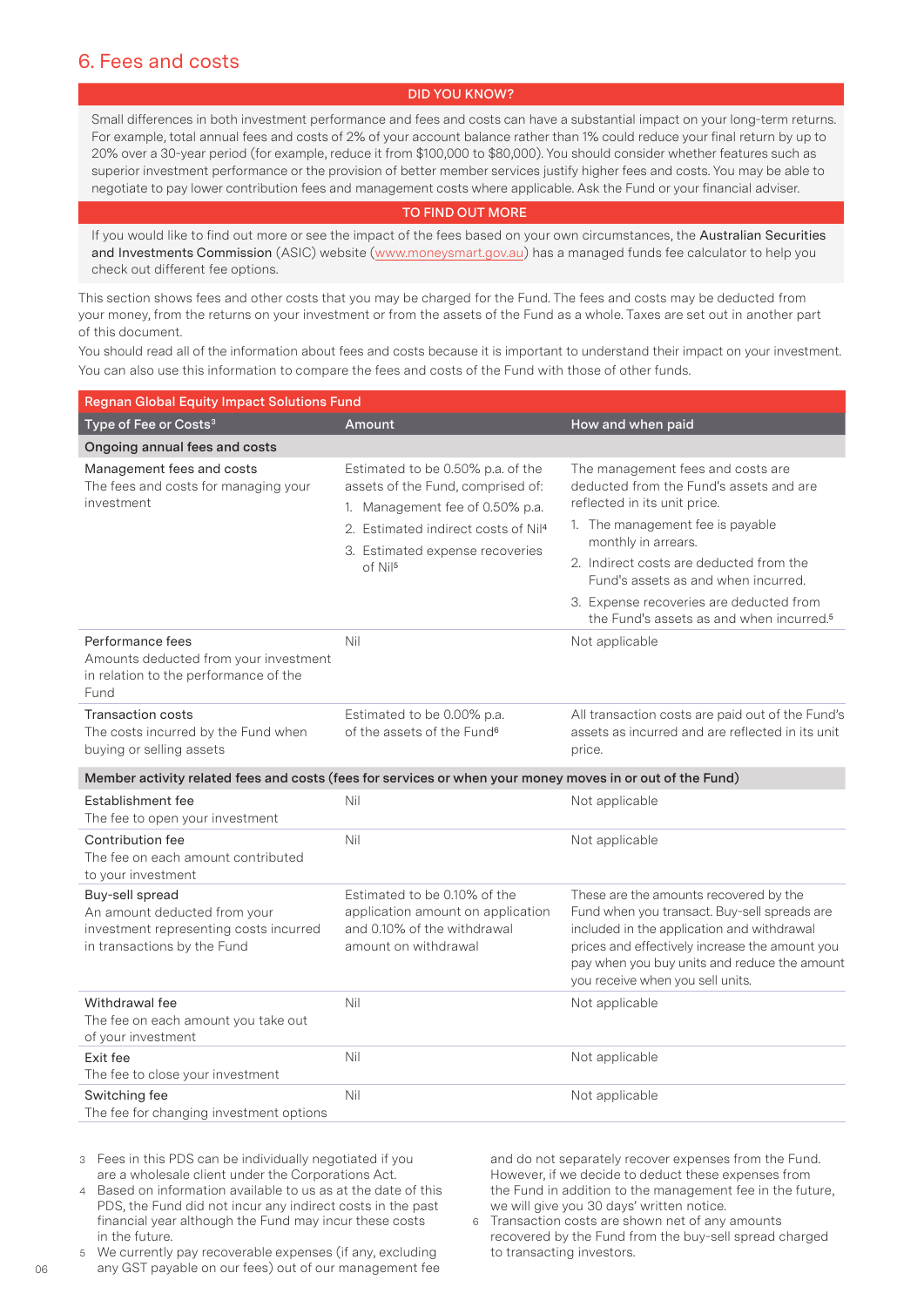# 6. Fees and costs

**DID YOU KNOW?**

Small differences in both investment performance and fees and costs can have a substantial impact on your long-term returns. For example, total annual fees and costs of 2% of your account balance rather than 1% could reduce your final return by up to 20% over a 30-year period (for example, reduce it from $100,000 to $80,000). You should consider whether features such as superior investment performance or the provision of better member services justify higher fees and costs. You may be able to negotiate to pay lower contribution fees and management costs where applicable. Ask the Fund or your financial adviser.

**TO FIND OUT MORE**

If you would like to find out more or see the impact of the fees based on your own circumstances, the Australian Securities and Investments Commission (ASIC) website (www.moneysmart.gov.au) has a managed funds fee calculator to help you check out different fee options.

This section shows fees and other costs that you may be charged for the Fund. The fees and costs may be deducted from your money, from the returns on your investment or from the assets of the Fund as a whole. Taxes are set out in another part of this document.

You should read all of the information about fees and costs because it is important to understand their impact on your investment. You can also use this information to compare the fees and costs of the Fund with those of other funds.

| Regnan Global Equity Impact Solutions Fund | | |
|---|---|---|
| **Type of Fee or Costs[3]** | **Amount** | **How and when paid** |
| **Ongoing annual fees and costs** | | |
| Management fees and costs<br>The fees and costs for managing your investment | Estimated to be 0.50% p.a. of the assets of the Fund, comprised of:<br>1. Management fee of 0.50% p.a.<br>2. Estimated indirect costs of Nil[4]<br>3. Estimated expense recoveries of Nil[5] | The management fees and costs are deducted from the Fund's assets and are reflected in its unit price.<br>1. The management fee is payable monthly in arrears.<br>2. Indirect costs are deducted from the Fund's assets as and when incurred.<br>3. Expense recoveries are deducted from the Fund's assets as and when incurred.[5] |
| Performance fees<br>Amounts deducted from your investment in relation to the performance of the Fund | Nil | Not applicable |
| Transaction costs<br>The costs incurred by the Fund when buying or selling assets | Estimated to be 0.00% p.a. of the assets of the Fund[6] | All transaction costs are paid out of the Fund's assets as incurred and are reflected in its unit price. |
| **Member activity related fees and costs (fees for services or when your money moves in or out of the Fund)** | | |
| Establishment fee<br>The fee to open your investment | Nil | Not applicable |
| Contribution fee<br>The fee on each amount contributed to your investment | Nil | Not applicable |
| Buy-sell spread<br>An amount deducted from your investment representing costs incurred in transactions by the Fund | Estimated to be 0.10% of the application amount on application and 0.10% of the withdrawal amount on withdrawal | These are the amounts recovered by the Fund when you transact. Buy-sell spreads are included in the application and withdrawal prices and effectively increase the amount you pay when you buy units and reduce the amount you receive when you sell units. |
| Withdrawal fee<br>The fee on each amount you take out of your investment | Nil | Not applicable |
| Exit fee<br>The fee to close your investment | Nil | Not applicable |
| Switching fee<br>The fee for changing investment options | Nil | Not applicable |

3 Fees in this PDS can be individually negotiated if you are a wholesale client under the Corporations Act.

4 Based on information available to us as at the date of this PDS, the Fund did not incur any indirect costs in the past financial year although the Fund may incur these costs in the future.

5 We currently pay recoverable expenses (if any, excluding any GST payable on our fees) out of our management fee and do not separately recover expenses from the Fund. However, if we decide to deduct these expenses from the Fund in addition to the management fee in the future, we will give you 30 days' written notice.

6 Transaction costs are shown net of any amounts recovered by the Fund from the buy-sell spread charged to transacting investors.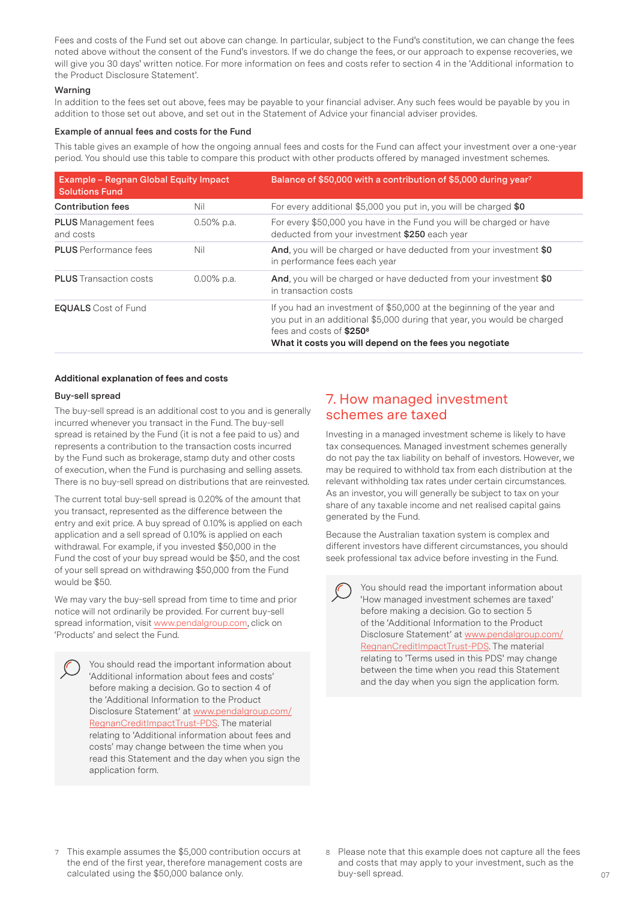Fees and costs of the Fund set out above can change. In particular, subject to the Fund's constitution, we can change the fees noted above without the consent of the Fund's investors. If we do change the fees, or our approach to expense recoveries, we will give you 30 days' written notice. For more information on fees and costs refer to section 4 in the 'Additional information to the Product Disclosure Statement'.

### Warning

In addition to the fees set out above, fees may be payable to your financial adviser. Any such fees would be payable by you in addition to those set out above, and set out in the Statement of Advice your financial adviser provides.

### Example of annual fees and costs for the Fund

This table gives an example of how the ongoing annual fees and costs for the Fund can affect your investment over a one-year period. You should use this table to compare this product with other products offered by managed investment schemes.

| Example – Regnan Global Equity Impact Solutions Fund | | Balance of $50,000 with a contribution of $5,000 during year[7] |
|---|---|---|
| **Contribution fees** | Nil | For every additional $5,000 you put in, you will be charged **$0** |
| **PLUS** Management fees and costs | 0.50% p.a. | For every $50,000 you have in the Fund you will be charged or have deducted from your investment **$250** each year |
| **PLUS** Performance fees | Nil | **And**, you will be charged or have deducted from your investment **$0** in performance fees each year |
| **PLUS** Transaction costs | 0.00% p.a. | **And**, you will be charged or have deducted from your investment **$0** in transaction costs |
| **EQUALS** Cost of Fund | | If you had an investment of $50,000 at the beginning of the year and you put in an additional $5,000 during that year, you would be charged fees and costs of **$250**[8] **What it costs you will depend on the fees you negotiate** |

### Additional explanation of fees and costs

#### Buy-sell spread

The buy-sell spread is an additional cost to you and is generally incurred whenever you transact in the Fund. The buy-sell spread is retained by the Fund (it is not a fee paid to us) and represents a contribution to the transaction costs incurred by the Fund such as brokerage, stamp duty and other costs of execution, when the Fund is purchasing and selling assets. There is no buy-sell spread on distributions that are reinvested.

The current total buy-sell spread is 0.20% of the amount that you transact, represented as the difference between the entry and exit price. A buy spread of 0.10% is applied on each application and a sell spread of 0.10% is applied on each withdrawal. For example, if you invested $50,000 in the Fund the cost of your buy spread would be $50, and the cost of your sell spread on withdrawing $50,000 from the Fund would be $50.

We may vary the buy-sell spread from time to time and prior notice will not ordinarily be provided. For current buy-sell spread information, visit www.pendalgroup.com, click on 'Products' and select the Fund.

You should read the important information about 'Additional information about fees and costs' before making a decision. Go to section 4 of the 'Additional Information to the Product Disclosure Statement' at www.pendalgroup.com/RegnanCreditImpactTrust-PDS. The material relating to 'Additional information about fees and costs' may change between the time when you read this Statement and the day when you sign the application form.

## 7. How managed investment schemes are taxed

Investing in a managed investment scheme is likely to have tax consequences. Managed investment schemes generally do not pay the tax liability on behalf of investors. However, we may be required to withhold tax from each distribution at the relevant withholding tax rates under certain circumstances. As an investor, you will generally be subject to tax on your share of any taxable income and net realised capital gains generated by the Fund.

Because the Australian taxation system is complex and different investors have different circumstances, you should seek professional tax advice before investing in the Fund.

You should read the important information about 'How managed investment schemes are taxed' before making a decision. Go to section 5 of the 'Additional Information to the Product Disclosure Statement' at www.pendalgroup.com/RegnanCreditImpactTrust-PDS. The material relating to 'Terms used in this PDS' may change between the time when you read this Statement and the day when you sign the application form.

7 This example assumes the $5,000 contribution occurs at the end of the first year, therefore management costs are calculated using the $50,000 balance only.

8 Please note that this example does not capture all the fees and costs that may apply to your investment, such as the buy-sell spread.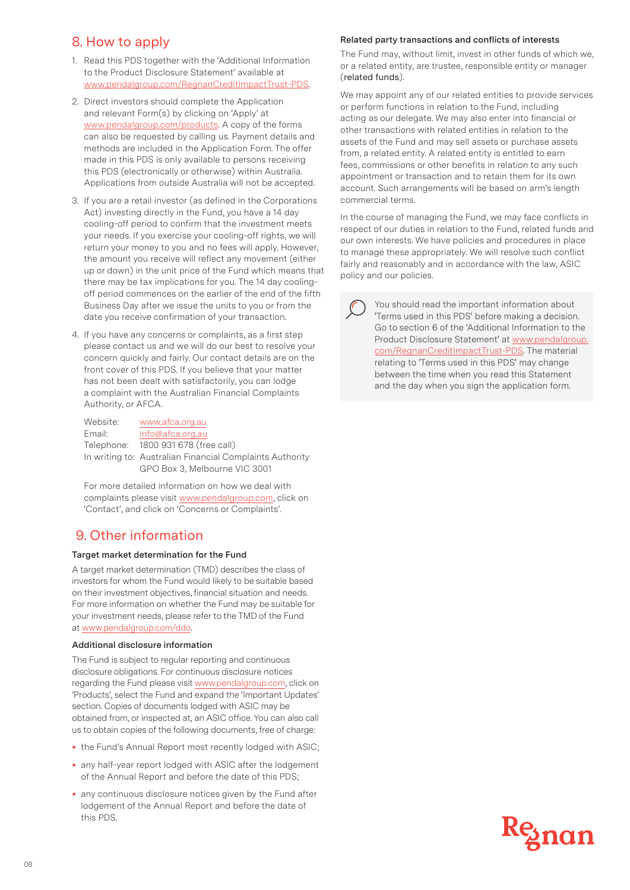## 8. How to apply

1. Read this PDS together with the 'Additional Information to the Product Disclosure Statement' available at www.pendalgroup.com/RegnanCreditImpactTrust-PDS.
2. Direct investors should complete the Application and relevant Form(s) by clicking on 'Apply' at www.pendalgroup.com/products. A copy of the forms can also be requested by calling us. Payment details and methods are included in the Application Form. The offer made in this PDS is only available to persons receiving this PDS (electronically or otherwise) within Australia. Applications from outside Australia will not be accepted.
3. If you are a retail investor (as defined in the Corporations Act) investing directly in the Fund, you have a 14 day cooling-off period to confirm that the investment meets your needs. If you exercise your cooling-off rights, we will return your money to you and no fees will apply. However, the amount you receive will reflect any movement (either up or down) in the unit price of the Fund which means that there may be tax implications for you. The 14 day cooling-off period commences on the earlier of the end of the fifth Business Day after we issue the units to you or from the date you receive confirmation of your transaction.
4. If you have any concerns or complaints, as a first step please contact us and we will do our best to resolve your concern quickly and fairly. Our contact details are on the front cover of this PDS. If you believe that your matter has not been dealt with satisfactorily, you can lodge a complaint with the Australian Financial Complaints Authority, or AFCA.

   Website: www.afca.org.au
   Email: info@afca.org.au
   Telephone: 1800 931 678 (free call)
   In writing to: Australian Financial Complaints Authority GPO Box 3, Melbourne VIC 3001

   For more detailed information on how we deal with complaints please visit www.pendalgroup.com, click on 'Contact', and click on 'Concerns or Complaints'.

## 9. Other information

### Target market determination for the Fund

A target market determination (TMD) describes the class of investors for whom the Fund would likely to be suitable based on their investment objectives, financial situation and needs. For more information on whether the Fund may be suitable for your investment needs, please refer to the TMD of the Fund at www.pendalgroup.com/ddo.

### Additional disclosure information

The Fund is subject to regular reporting and continuous disclosure obligations. For continuous disclosure notices regarding the Fund please visit www.pendalgroup.com, click on 'Products', select the Fund and expand the 'Important Updates' section. Copies of documents lodged with ASIC may be obtained from, or inspected at, an ASIC office. You can also call us to obtain copies of the following documents, free of charge:

- the Fund's Annual Report most recently lodged with ASIC;
- any half-year report lodged with ASIC after the lodgement of the Annual Report and before the date of this PDS;
- any continuous disclosure notices given by the Fund after lodgement of the Annual Report and before the date of this PDS.

### Related party transactions and conflicts of interests

The Fund may, without limit, invest in other funds of which we, or a related entity, are trustee, responsible entity or manager (**related funds**).

We may appoint any of our related entities to provide services or perform functions in relation to the Fund, including acting as our delegate. We may also enter into financial or other transactions with related entities in relation to the assets of the Fund and may sell assets or purchase assets from, a related entity. A related entity is entitled to earn fees, commissions or other benefits in relation to any such appointment or transaction and to retain them for its own account. Such arrangements will be based on arm's length commercial terms.

In the course of managing the Fund, we may face conflicts in respect of our duties in relation to the Fund, related funds and our own interests. We have policies and procedures in place to manage these appropriately. We will resolve such conflict fairly and reasonably and in accordance with the law, ASIC policy and our policies.

You should read the important information about 'Terms used in this PDS' before making a decision. Go to section 6 of the 'Additional Information to the Product Disclosure Statement' at www.pendalgroup.com/RegnanCreditImpactTrust-PDS. The material relating to 'Terms used in this PDS' may change between the time when you read this Statement and the day when you sign the application form.

Regnan